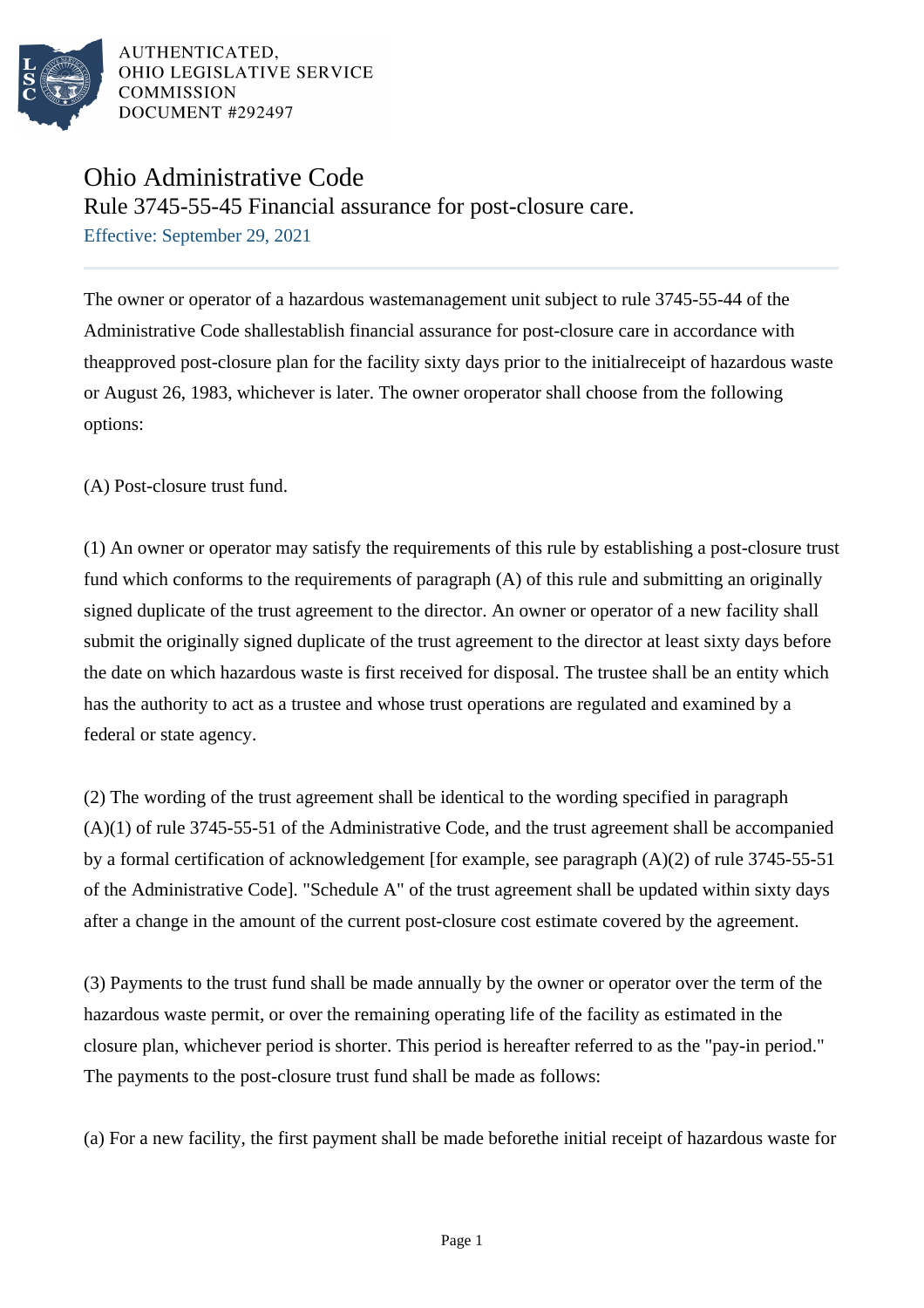AUTHENTICATED,
OHIO LEGISLATIVE SERVICE
COMMISSION
DOCUMENT #292497

# Ohio Administrative Code

## Rule 3745-55-45 Financial assurance for post-closure care.

Effective: September 29, 2021

The owner or operator of a hazardous wastemanagement unit subject to rule 3745-55-44 of the Administrative Code shallestablish financial assurance for post-closure care in accordance with theapproved post-closure plan for the facility sixty days prior to the initialreceipt of hazardous waste or August 26, 1983, whichever is later. The owner oroperator shall choose from the following options:

(A) Post-closure trust fund.

(1) An owner or operator may satisfy the requirements of this rule by establishing a post-closure trust fund which conforms to the requirements of paragraph (A) of this rule and submitting an originally signed duplicate of the trust agreement to the director. An owner or operator of a new facility shall submit the originally signed duplicate of the trust agreement to the director at least sixty days before the date on which hazardous waste is first received for disposal. The trustee shall be an entity which has the authority to act as a trustee and whose trust operations are regulated and examined by a federal or state agency.

(2) The wording of the trust agreement shall be identical to the wording specified in paragraph (A)(1) of rule 3745-55-51 of the Administrative Code, and the trust agreement shall be accompanied by a formal certification of acknowledgement [for example, see paragraph (A)(2) of rule 3745-55-51 of the Administrative Code]. "Schedule A" of the trust agreement shall be updated within sixty days after a change in the amount of the current post-closure cost estimate covered by the agreement.

(3) Payments to the trust fund shall be made annually by the owner or operator over the term of the hazardous waste permit, or over the remaining operating life of the facility as estimated in the closure plan, whichever period is shorter. This period is hereafter referred to as the "pay-in period." The payments to the post-closure trust fund shall be made as follows:

(a) For a new facility, the first payment shall be made beforethe initial receipt of hazardous waste for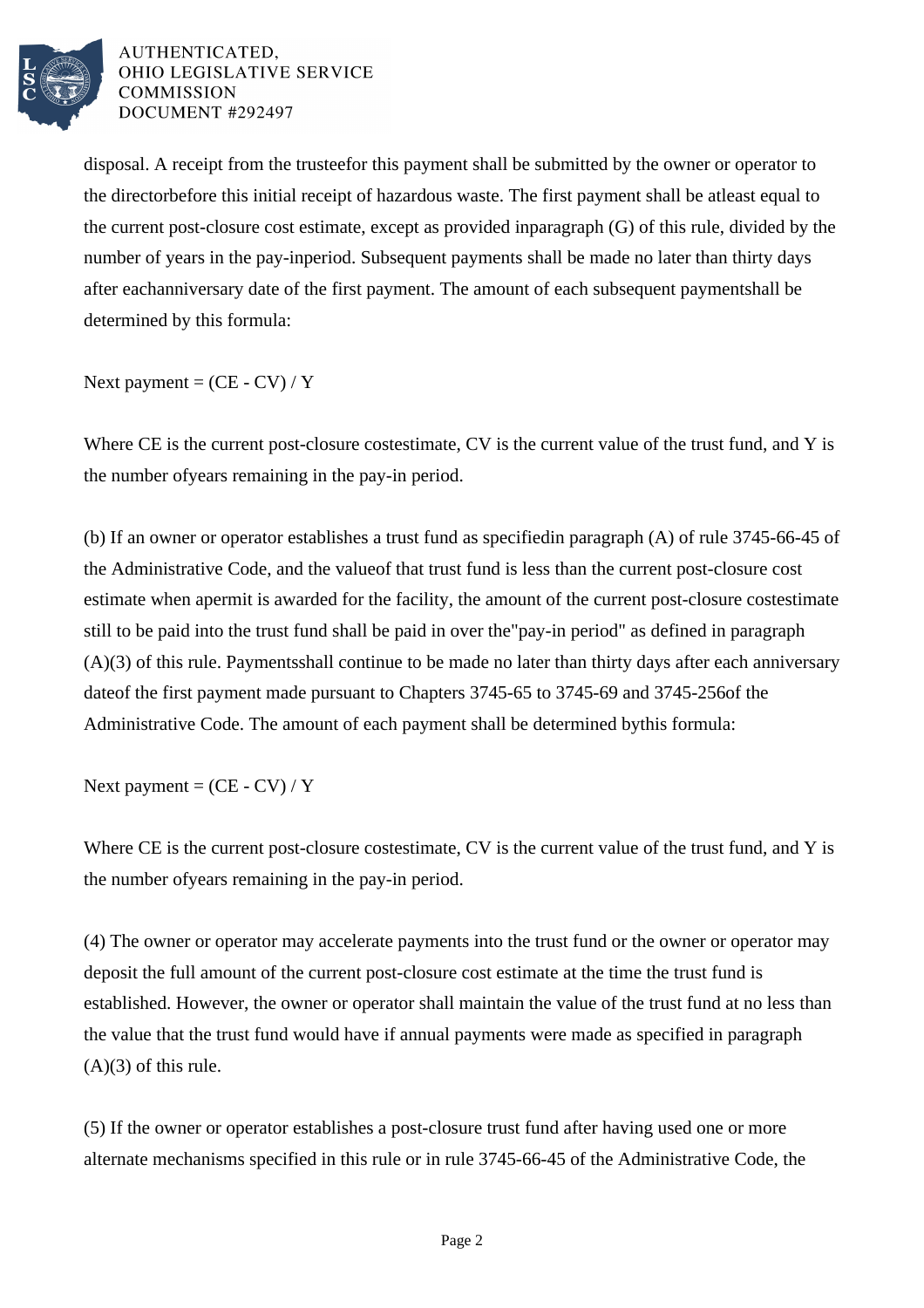disposal. A receipt from the trusteefor this payment shall be submitted by the owner or operator to the directorbefore this initial receipt of hazardous waste. The first payment shall be atleast equal to the current post-closure cost estimate, except as provided inparagraph (G) of this rule, divided by the number of years in the pay-inperiod. Subsequent payments shall be made no later than thirty days after eachanniversary date of the first payment. The amount of each subsequent paymentshall be determined by this formula:

Next payment = (CE - CV) / Y

Where CE is the current post-closure costestimate, CV is the current value of the trust fund, and Y is the number ofyears remaining in the pay-in period.

(b) If an owner or operator establishes a trust fund as specifiedin paragraph (A) of rule 3745-66-45 of the Administrative Code, and the valueof that trust fund is less than the current post-closure cost estimate when apermit is awarded for the facility, the amount of the current post-closure costestimate still to be paid into the trust fund shall be paid in over the"pay-in period" as defined in paragraph (A)(3) of this rule. Paymentsshall continue to be made no later than thirty days after each anniversary dateof the first payment made pursuant to Chapters 3745-65 to 3745-69 and 3745-256of the Administrative Code. The amount of each payment shall be determined bythis formula:

Next payment = (CE - CV) / Y

Where CE is the current post-closure costestimate, CV is the current value of the trust fund, and Y is the number ofyears remaining in the pay-in period.

(4) The owner or operator may accelerate payments into the trust fund or the owner or operator may deposit the full amount of the current post-closure cost estimate at the time the trust fund is established. However, the owner or operator shall maintain the value of the trust fund at no less than the value that the trust fund would have if annual payments were made as specified in paragraph (A)(3) of this rule.

(5) If the owner or operator establishes a post-closure trust fund after having used one or more alternate mechanisms specified in this rule or in rule 3745-66-45 of the Administrative Code, the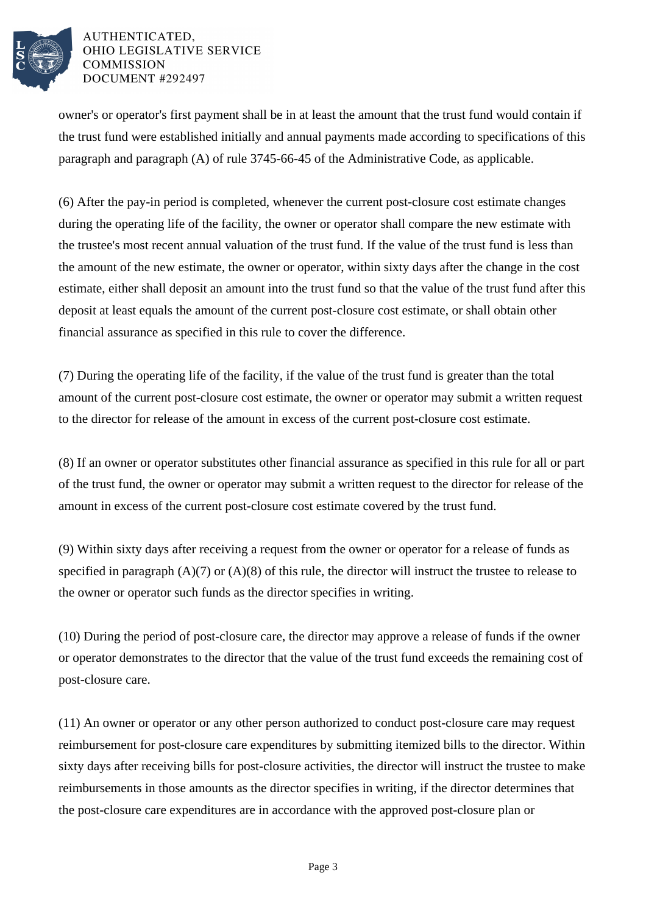owner's or operator's first payment shall be in at least the amount that the trust fund would contain if the trust fund were established initially and annual payments made according to specifications of this paragraph and paragraph (A) of rule 3745-66-45 of the Administrative Code, as applicable.

(6) After the pay-in period is completed, whenever the current post-closure cost estimate changes during the operating life of the facility, the owner or operator shall compare the new estimate with the trustee's most recent annual valuation of the trust fund. If the value of the trust fund is less than the amount of the new estimate, the owner or operator, within sixty days after the change in the cost estimate, either shall deposit an amount into the trust fund so that the value of the trust fund after this deposit at least equals the amount of the current post-closure cost estimate, or shall obtain other financial assurance as specified in this rule to cover the difference.

(7) During the operating life of the facility, if the value of the trust fund is greater than the total amount of the current post-closure cost estimate, the owner or operator may submit a written request to the director for release of the amount in excess of the current post-closure cost estimate.

(8) If an owner or operator substitutes other financial assurance as specified in this rule for all or part of the trust fund, the owner or operator may submit a written request to the director for release of the amount in excess of the current post-closure cost estimate covered by the trust fund.

(9) Within sixty days after receiving a request from the owner or operator for a release of funds as specified in paragraph (A)(7) or (A)(8) of this rule, the director will instruct the trustee to release to the owner or operator such funds as the director specifies in writing.

(10) During the period of post-closure care, the director may approve a release of funds if the owner or operator demonstrates to the director that the value of the trust fund exceeds the remaining cost of post-closure care.

(11) An owner or operator or any other person authorized to conduct post-closure care may request reimbursement for post-closure care expenditures by submitting itemized bills to the director. Within sixty days after receiving bills for post-closure activities, the director will instruct the trustee to make reimbursements in those amounts as the director specifies in writing, if the director determines that the post-closure care expenditures are in accordance with the approved post-closure plan or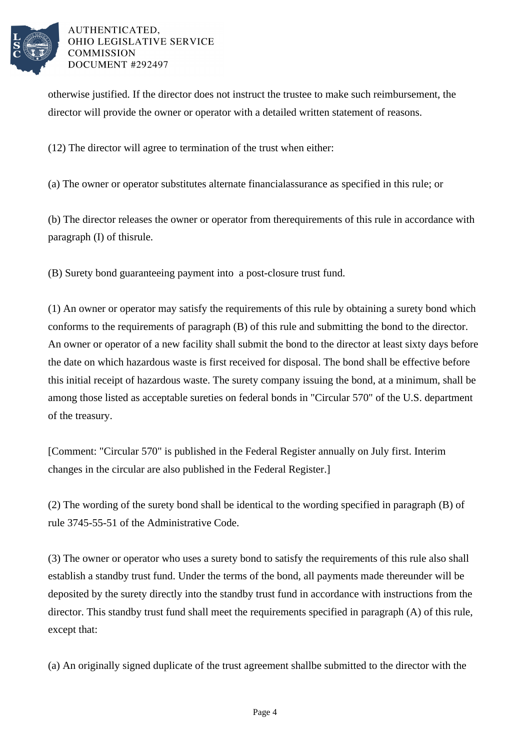otherwise justified. If the director does not instruct the trustee to make such reimbursement, the director will provide the owner or operator with a detailed written statement of reasons.

(12) The director will agree to termination of the trust when either:

(a) The owner or operator substitutes alternate financialassurance as specified in this rule; or

(b) The director releases the owner or operator from therequirements of this rule in accordance with paragraph (I) of thisrule.

(B) Surety bond guaranteeing payment into a post-closure trust fund.

(1) An owner or operator may satisfy the requirements of this rule by obtaining a surety bond which conforms to the requirements of paragraph (B) of this rule and submitting the bond to the director. An owner or operator of a new facility shall submit the bond to the director at least sixty days before the date on which hazardous waste is first received for disposal. The bond shall be effective before this initial receipt of hazardous waste. The surety company issuing the bond, at a minimum, shall be among those listed as acceptable sureties on federal bonds in "Circular 570" of the U.S. department of the treasury.

[Comment: "Circular 570" is published in the Federal Register annually on July first. Interim changes in the circular are also published in the Federal Register.]

(2) The wording of the surety bond shall be identical to the wording specified in paragraph (B) of rule 3745-55-51 of the Administrative Code.

(3) The owner or operator who uses a surety bond to satisfy the requirements of this rule also shall establish a standby trust fund. Under the terms of the bond, all payments made thereunder will be deposited by the surety directly into the standby trust fund in accordance with instructions from the director. This standby trust fund shall meet the requirements specified in paragraph (A) of this rule, except that:

(a) An originally signed duplicate of the trust agreement shallbe submitted to the director with the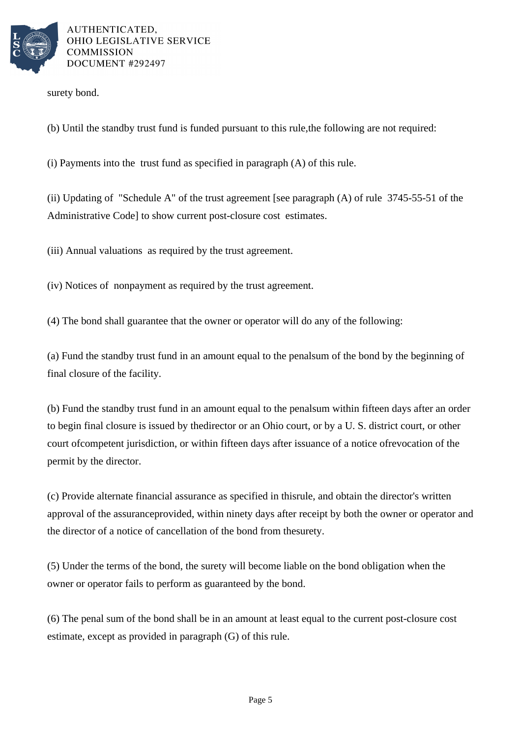surety bond.

(b) Until the standby trust fund is funded pursuant to this rule,the following are not required:

(i) Payments into the trust fund as specified in paragraph (A) of this rule.

(ii) Updating of "Schedule A" of the trust agreement [see paragraph (A) of rule 3745-55-51 of the Administrative Code] to show current post-closure cost estimates.

(iii) Annual valuations as required by the trust agreement.

(iv) Notices of nonpayment as required by the trust agreement.

(4) The bond shall guarantee that the owner or operator will do any of the following:

(a) Fund the standby trust fund in an amount equal to the penalsum of the bond by the beginning of final closure of the facility.

(b) Fund the standby trust fund in an amount equal to the penalsum within fifteen days after an order to begin final closure is issued by thedirector or an Ohio court, or by a U. S. district court, or other court ofcompetent jurisdiction, or within fifteen days after issuance of a notice ofrevocation of the permit by the director.

(c) Provide alternate financial assurance as specified in thisrule, and obtain the director's written approval of the assuranceprovided, within ninety days after receipt by both the owner or operator and the director of a notice of cancellation of the bond from thesurety.

(5) Under the terms of the bond, the surety will become liable on the bond obligation when the owner or operator fails to perform as guaranteed by the bond.

(6) The penal sum of the bond shall be in an amount at least equal to the current post-closure cost estimate, except as provided in paragraph (G) of this rule.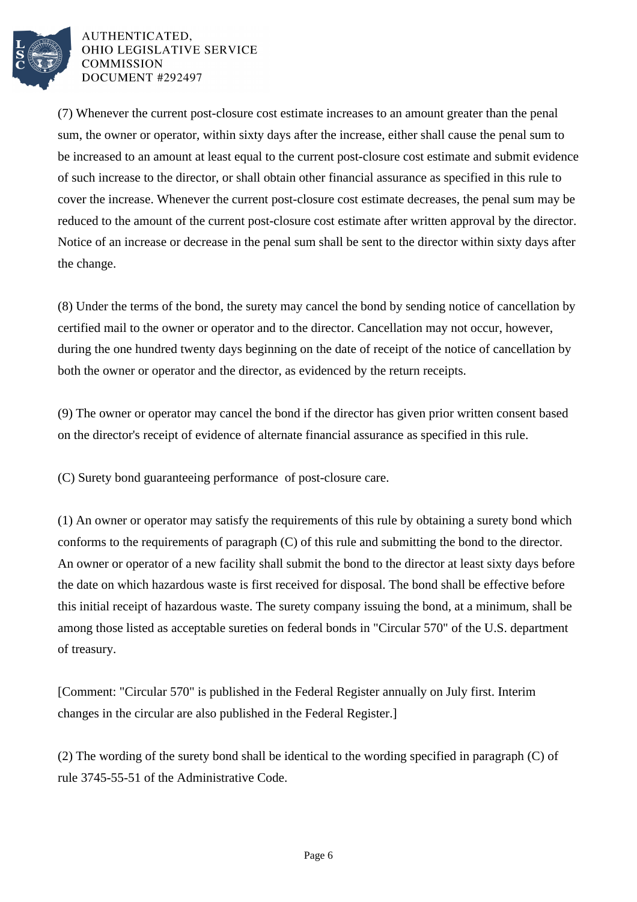(7) Whenever the current post-closure cost estimate increases to an amount greater than the penal sum, the owner or operator, within sixty days after the increase, either shall cause the penal sum to be increased to an amount at least equal to the current post-closure cost estimate and submit evidence of such increase to the director, or shall obtain other financial assurance as specified in this rule to cover the increase. Whenever the current post-closure cost estimate decreases, the penal sum may be reduced to the amount of the current post-closure cost estimate after written approval by the director. Notice of an increase or decrease in the penal sum shall be sent to the director within sixty days after the change.

(8) Under the terms of the bond, the surety may cancel the bond by sending notice of cancellation by certified mail to the owner or operator and to the director. Cancellation may not occur, however, during the one hundred twenty days beginning on the date of receipt of the notice of cancellation by both the owner or operator and the director, as evidenced by the return receipts.

(9) The owner or operator may cancel the bond if the director has given prior written consent based on the director's receipt of evidence of alternate financial assurance as specified in this rule.

(C) Surety bond guaranteeing performance of post-closure care.

(1) An owner or operator may satisfy the requirements of this rule by obtaining a surety bond which conforms to the requirements of paragraph (C) of this rule and submitting the bond to the director. An owner or operator of a new facility shall submit the bond to the director at least sixty days before the date on which hazardous waste is first received for disposal. The bond shall be effective before this initial receipt of hazardous waste. The surety company issuing the bond, at a minimum, shall be among those listed as acceptable sureties on federal bonds in "Circular 570" of the U.S. department of treasury.

[Comment: "Circular 570" is published in the Federal Register annually on July first. Interim changes in the circular are also published in the Federal Register.]

(2) The wording of the surety bond shall be identical to the wording specified in paragraph (C) of rule 3745-55-51 of the Administrative Code.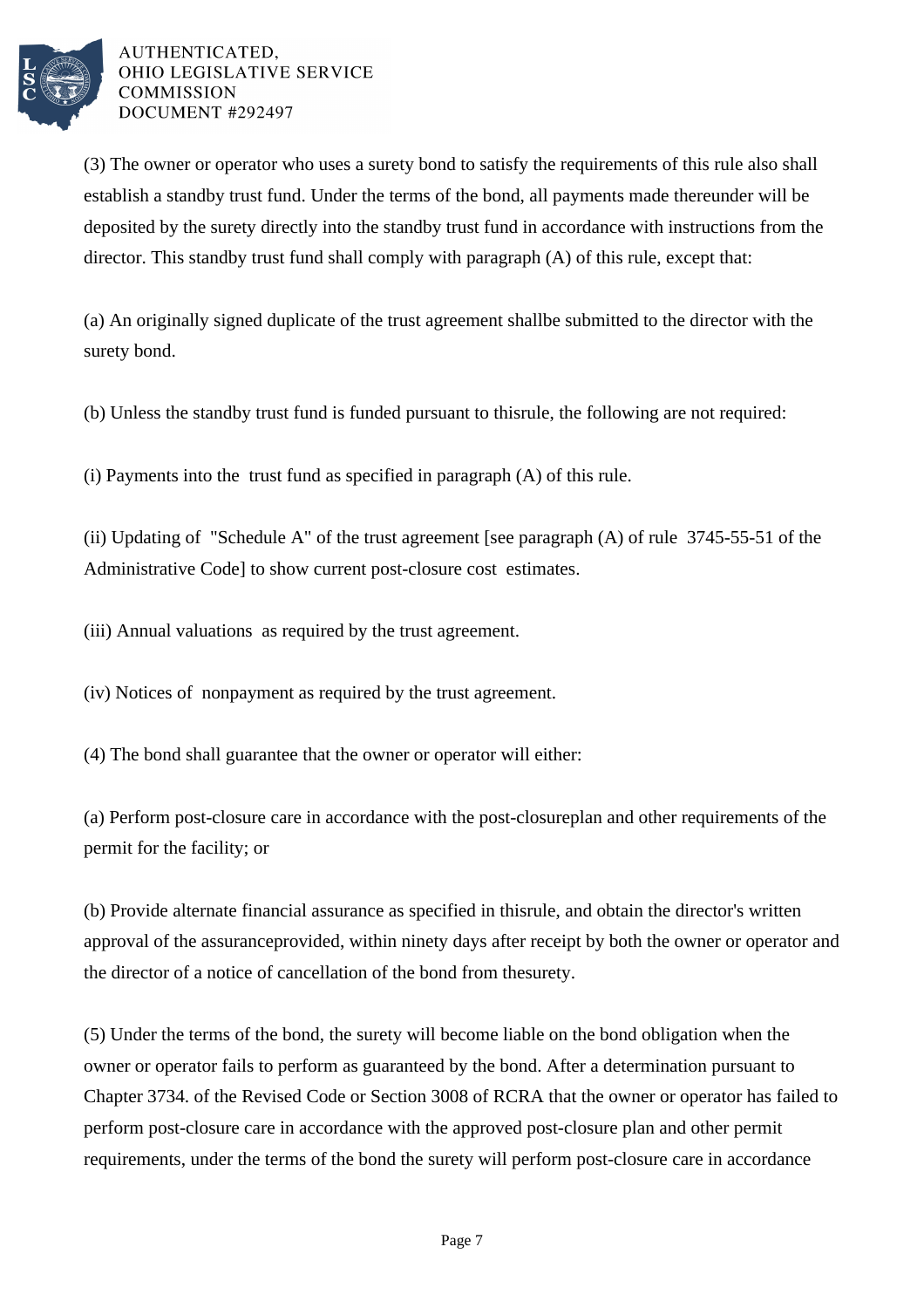(3) The owner or operator who uses a surety bond to satisfy the requirements of this rule also shall establish a standby trust fund. Under the terms of the bond, all payments made thereunder will be deposited by the surety directly into the standby trust fund in accordance with instructions from the director. This standby trust fund shall comply with paragraph (A) of this rule, except that:

(a) An originally signed duplicate of the trust agreement shallbe submitted to the director with the surety bond.

(b) Unless the standby trust fund is funded pursuant to thisrule, the following are not required:

(i) Payments into the trust fund as specified in paragraph (A) of this rule.

(ii) Updating of "Schedule A" of the trust agreement [see paragraph (A) of rule 3745-55-51 of the Administrative Code] to show current post-closure cost estimates.

(iii) Annual valuations as required by the trust agreement.

(iv) Notices of nonpayment as required by the trust agreement.

(4) The bond shall guarantee that the owner or operator will either:

(a) Perform post-closure care in accordance with the post-closureplan and other requirements of the permit for the facility; or

(b) Provide alternate financial assurance as specified in thisrule, and obtain the director's written approval of the assuranceprovided, within ninety days after receipt by both the owner or operator and the director of a notice of cancellation of the bond from thesurety.

(5) Under the terms of the bond, the surety will become liable on the bond obligation when the owner or operator fails to perform as guaranteed by the bond. After a determination pursuant to Chapter 3734. of the Revised Code or Section 3008 of RCRA that the owner or operator has failed to perform post-closure care in accordance with the approved post-closure plan and other permit requirements, under the terms of the bond the surety will perform post-closure care in accordance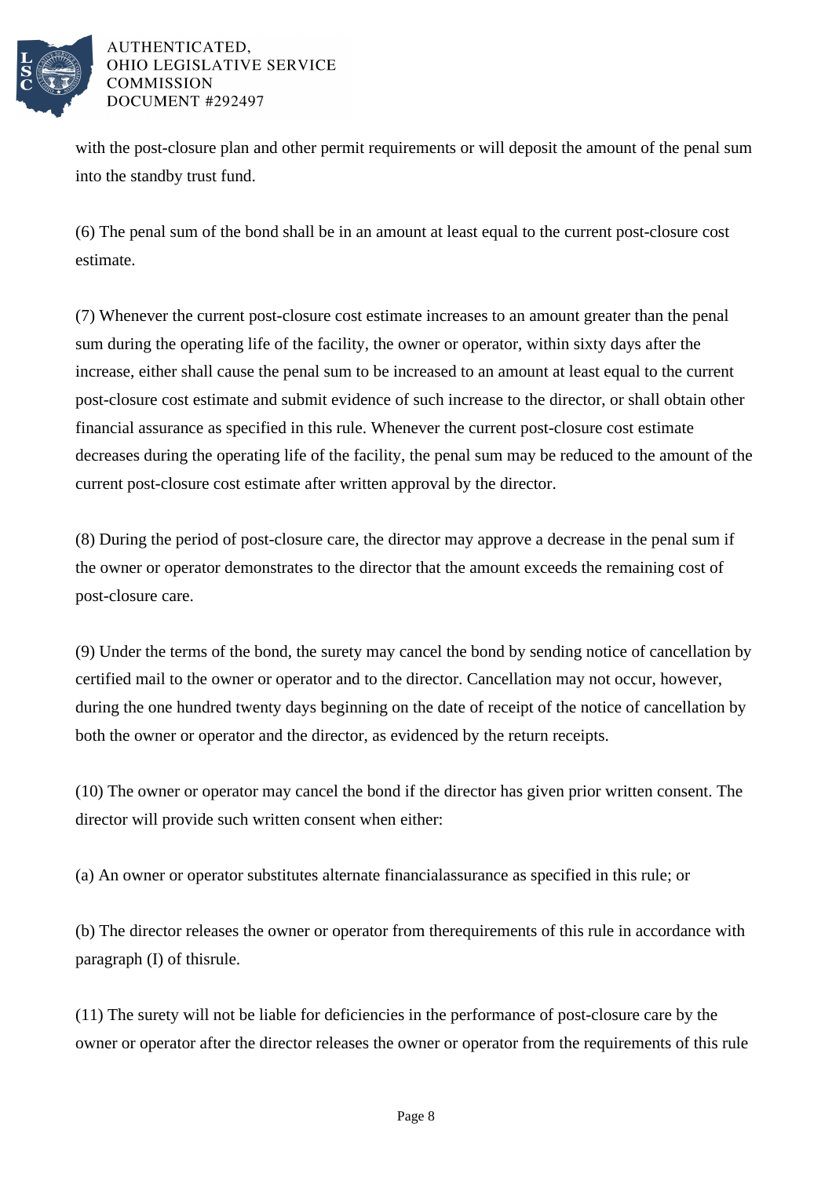with the post-closure plan and other permit requirements or will deposit the amount of the penal sum into the standby trust fund.

(6) The penal sum of the bond shall be in an amount at least equal to the current post-closure cost estimate.

(7) Whenever the current post-closure cost estimate increases to an amount greater than the penal sum during the operating life of the facility, the owner or operator, within sixty days after the increase, either shall cause the penal sum to be increased to an amount at least equal to the current post-closure cost estimate and submit evidence of such increase to the director, or shall obtain other financial assurance as specified in this rule. Whenever the current post-closure cost estimate decreases during the operating life of the facility, the penal sum may be reduced to the amount of the current post-closure cost estimate after written approval by the director.

(8) During the period of post-closure care, the director may approve a decrease in the penal sum if the owner or operator demonstrates to the director that the amount exceeds the remaining cost of post-closure care.

(9) Under the terms of the bond, the surety may cancel the bond by sending notice of cancellation by certified mail to the owner or operator and to the director. Cancellation may not occur, however, during the one hundred twenty days beginning on the date of receipt of the notice of cancellation by both the owner or operator and the director, as evidenced by the return receipts.

(10) The owner or operator may cancel the bond if the director has given prior written consent. The director will provide such written consent when either:

(a) An owner or operator substitutes alternate financialassurance as specified in this rule; or

(b) The director releases the owner or operator from therequirements of this rule in accordance with paragraph (I) of thisrule.

(11) The surety will not be liable for deficiencies in the performance of post-closure care by the owner or operator after the director releases the owner or operator from the requirements of this rule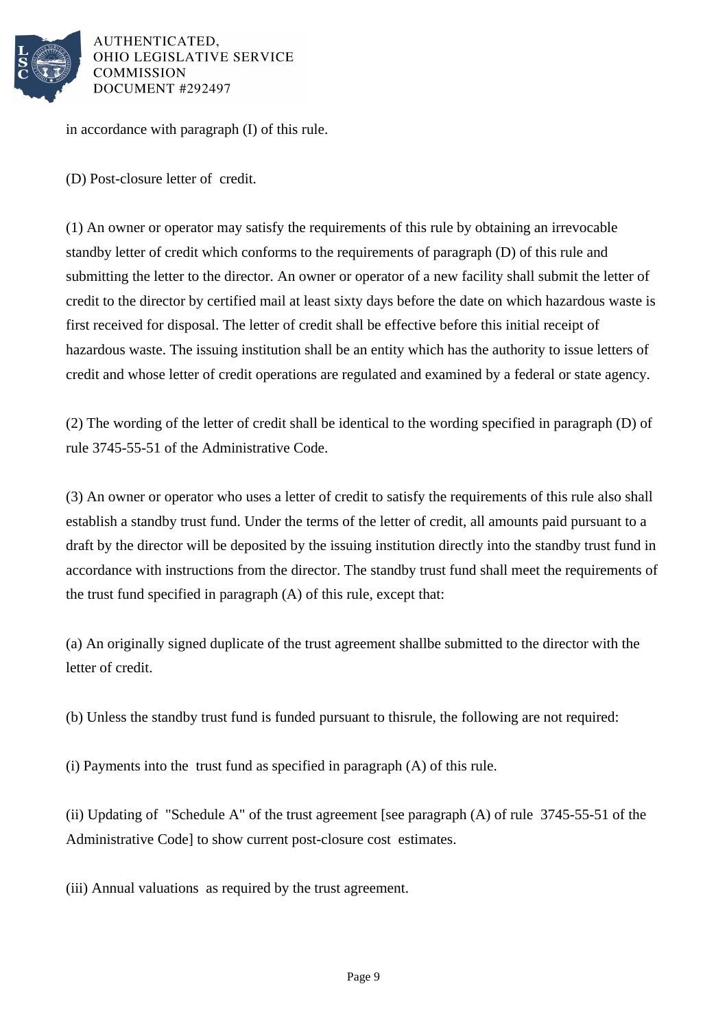in accordance with paragraph (I) of this rule.

(D) Post-closure letter of credit.

(1) An owner or operator may satisfy the requirements of this rule by obtaining an irrevocable standby letter of credit which conforms to the requirements of paragraph (D) of this rule and submitting the letter to the director. An owner or operator of a new facility shall submit the letter of credit to the director by certified mail at least sixty days before the date on which hazardous waste is first received for disposal. The letter of credit shall be effective before this initial receipt of hazardous waste. The issuing institution shall be an entity which has the authority to issue letters of credit and whose letter of credit operations are regulated and examined by a federal or state agency.

(2) The wording of the letter of credit shall be identical to the wording specified in paragraph (D) of rule 3745-55-51 of the Administrative Code.

(3) An owner or operator who uses a letter of credit to satisfy the requirements of this rule also shall establish a standby trust fund. Under the terms of the letter of credit, all amounts paid pursuant to a draft by the director will be deposited by the issuing institution directly into the standby trust fund in accordance with instructions from the director. The standby trust fund shall meet the requirements of the trust fund specified in paragraph (A) of this rule, except that:

(a) An originally signed duplicate of the trust agreement shallbe submitted to the director with the letter of credit.

(b) Unless the standby trust fund is funded pursuant to thisrule, the following are not required:

(i) Payments into the trust fund as specified in paragraph (A) of this rule.

(ii) Updating of "Schedule A" of the trust agreement [see paragraph (A) of rule 3745-55-51 of the Administrative Code] to show current post-closure cost estimates.

(iii) Annual valuations as required by the trust agreement.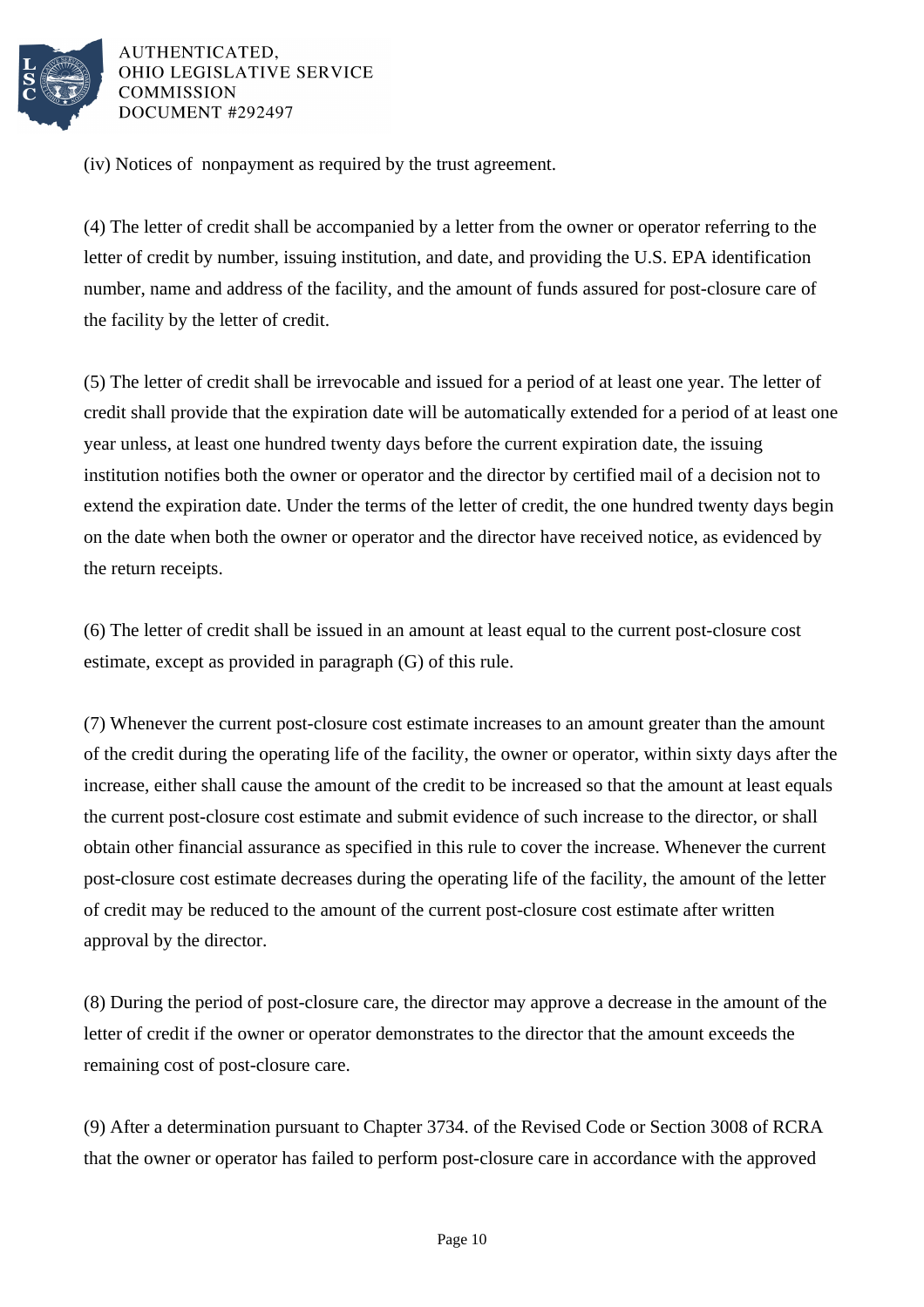(iv) Notices of nonpayment as required by the trust agreement.

(4) The letter of credit shall be accompanied by a letter from the owner or operator referring to the letter of credit by number, issuing institution, and date, and providing the U.S. EPA identification number, name and address of the facility, and the amount of funds assured for post-closure care of the facility by the letter of credit.

(5) The letter of credit shall be irrevocable and issued for a period of at least one year. The letter of credit shall provide that the expiration date will be automatically extended for a period of at least one year unless, at least one hundred twenty days before the current expiration date, the issuing institution notifies both the owner or operator and the director by certified mail of a decision not to extend the expiration date. Under the terms of the letter of credit, the one hundred twenty days begin on the date when both the owner or operator and the director have received notice, as evidenced by the return receipts.

(6) The letter of credit shall be issued in an amount at least equal to the current post-closure cost estimate, except as provided in paragraph (G) of this rule.

(7) Whenever the current post-closure cost estimate increases to an amount greater than the amount of the credit during the operating life of the facility, the owner or operator, within sixty days after the increase, either shall cause the amount of the credit to be increased so that the amount at least equals the current post-closure cost estimate and submit evidence of such increase to the director, or shall obtain other financial assurance as specified in this rule to cover the increase. Whenever the current post-closure cost estimate decreases during the operating life of the facility, the amount of the letter of credit may be reduced to the amount of the current post-closure cost estimate after written approval by the director.

(8) During the period of post-closure care, the director may approve a decrease in the amount of the letter of credit if the owner or operator demonstrates to the director that the amount exceeds the remaining cost of post-closure care.

(9) After a determination pursuant to Chapter 3734. of the Revised Code or Section 3008 of RCRA that the owner or operator has failed to perform post-closure care in accordance with the approved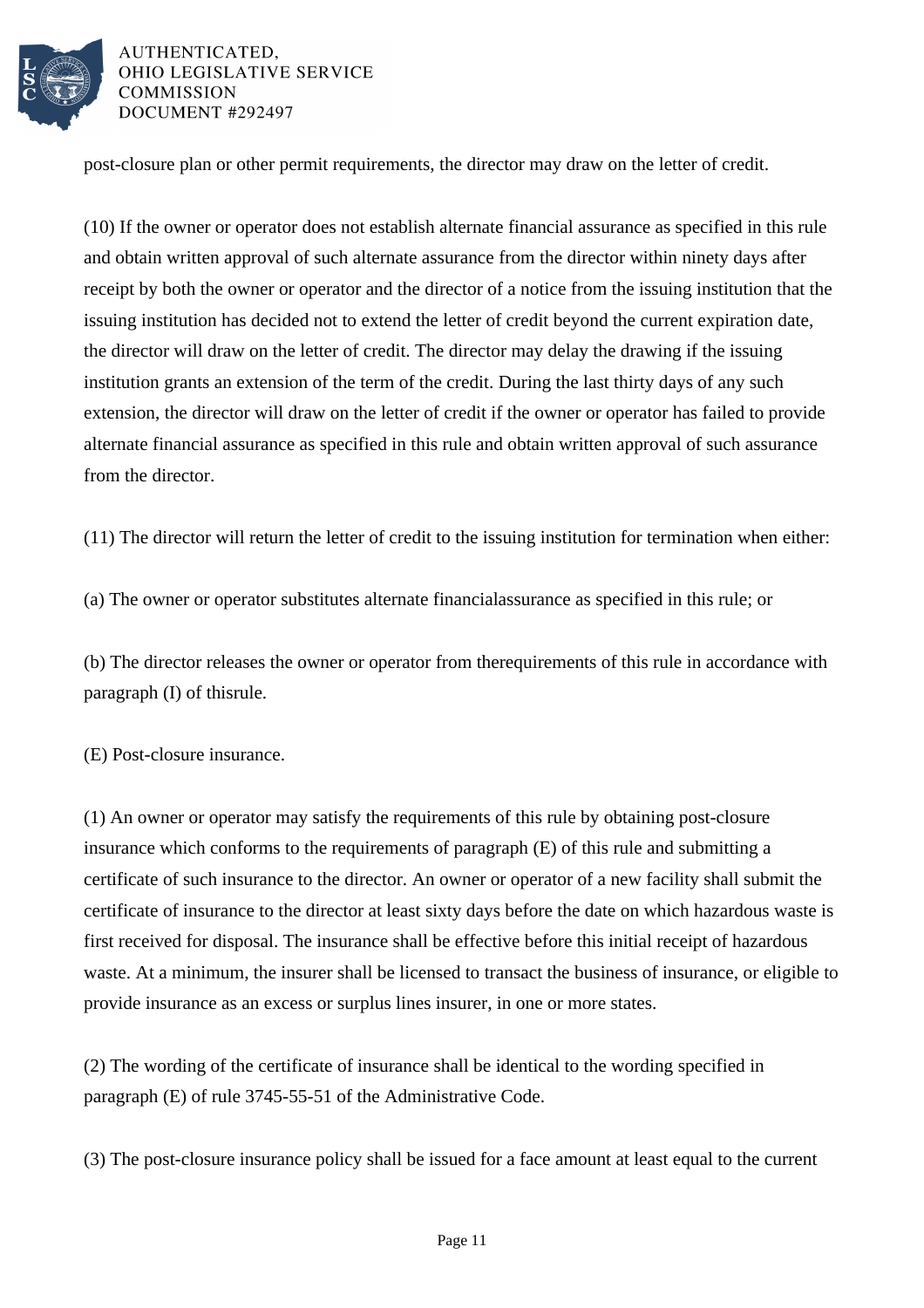post-closure plan or other permit requirements, the director may draw on the letter of credit.

(10) If the owner or operator does not establish alternate financial assurance as specified in this rule and obtain written approval of such alternate assurance from the director within ninety days after receipt by both the owner or operator and the director of a notice from the issuing institution that the issuing institution has decided not to extend the letter of credit beyond the current expiration date, the director will draw on the letter of credit. The director may delay the drawing if the issuing institution grants an extension of the term of the credit. During the last thirty days of any such extension, the director will draw on the letter of credit if the owner or operator has failed to provide alternate financial assurance as specified in this rule and obtain written approval of such assurance from the director.

(11) The director will return the letter of credit to the issuing institution for termination when either:

(a) The owner or operator substitutes alternate financialassurance as specified in this rule; or

(b) The director releases the owner or operator from therequirements of this rule in accordance with paragraph (I) of thisrule.

(E) Post-closure insurance.

(1) An owner or operator may satisfy the requirements of this rule by obtaining post-closure insurance which conforms to the requirements of paragraph (E) of this rule and submitting a certificate of such insurance to the director. An owner or operator of a new facility shall submit the certificate of insurance to the director at least sixty days before the date on which hazardous waste is first received for disposal. The insurance shall be effective before this initial receipt of hazardous waste. At a minimum, the insurer shall be licensed to transact the business of insurance, or eligible to provide insurance as an excess or surplus lines insurer, in one or more states.

(2) The wording of the certificate of insurance shall be identical to the wording specified in paragraph (E) of rule 3745-55-51 of the Administrative Code.

(3) The post-closure insurance policy shall be issued for a face amount at least equal to the current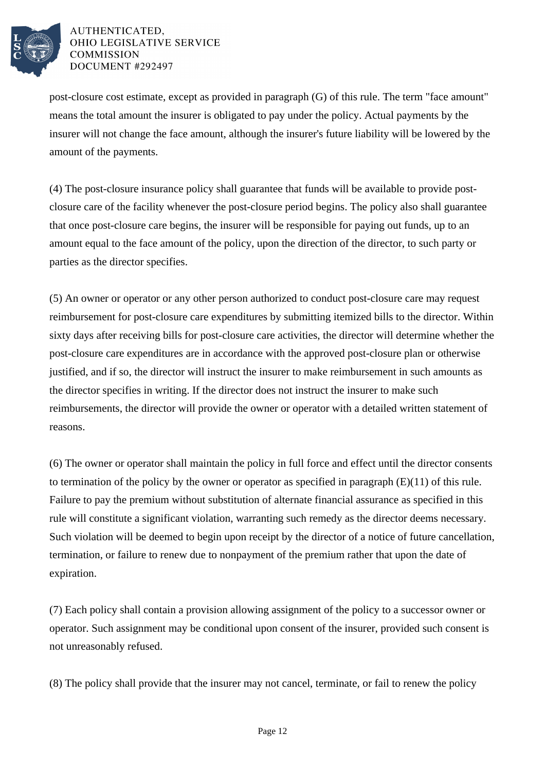post-closure cost estimate, except as provided in paragraph (G) of this rule. The term "face amount" means the total amount the insurer is obligated to pay under the policy. Actual payments by the insurer will not change the face amount, although the insurer's future liability will be lowered by the amount of the payments.

(4) The post-closure insurance policy shall guarantee that funds will be available to provide post-closure care of the facility whenever the post-closure period begins. The policy also shall guarantee that once post-closure care begins, the insurer will be responsible for paying out funds, up to an amount equal to the face amount of the policy, upon the direction of the director, to such party or parties as the director specifies.

(5) An owner or operator or any other person authorized to conduct post-closure care may request reimbursement for post-closure care expenditures by submitting itemized bills to the director. Within sixty days after receiving bills for post-closure care activities, the director will determine whether the post-closure care expenditures are in accordance with the approved post-closure plan or otherwise justified, and if so, the director will instruct the insurer to make reimbursement in such amounts as the director specifies in writing. If the director does not instruct the insurer to make such reimbursements, the director will provide the owner or operator with a detailed written statement of reasons.

(6) The owner or operator shall maintain the policy in full force and effect until the director consents to termination of the policy by the owner or operator as specified in paragraph (E)(11) of this rule. Failure to pay the premium without substitution of alternate financial assurance as specified in this rule will constitute a significant violation, warranting such remedy as the director deems necessary. Such violation will be deemed to begin upon receipt by the director of a notice of future cancellation, termination, or failure to renew due to nonpayment of the premium rather that upon the date of expiration.

(7) Each policy shall contain a provision allowing assignment of the policy to a successor owner or operator. Such assignment may be conditional upon consent of the insurer, provided such consent is not unreasonably refused.

(8) The policy shall provide that the insurer may not cancel, terminate, or fail to renew the policy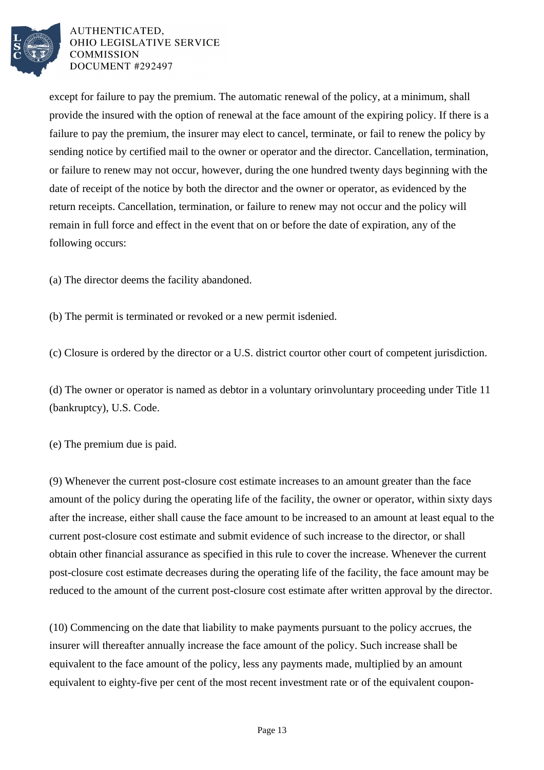except for failure to pay the premium. The automatic renewal of the policy, at a minimum, shall provide the insured with the option of renewal at the face amount of the expiring policy. If there is a failure to pay the premium, the insurer may elect to cancel, terminate, or fail to renew the policy by sending notice by certified mail to the owner or operator and the director. Cancellation, termination, or failure to renew may not occur, however, during the one hundred twenty days beginning with the date of receipt of the notice by both the director and the owner or operator, as evidenced by the return receipts. Cancellation, termination, or failure to renew may not occur and the policy will remain in full force and effect in the event that on or before the date of expiration, any of the following occurs:

(a) The director deems the facility abandoned.

(b) The permit is terminated or revoked or a new permit isdenied.

(c) Closure is ordered by the director or a U.S. district courtor other court of competent jurisdiction.

(d) The owner or operator is named as debtor in a voluntary orinvoluntary proceeding under Title 11 (bankruptcy), U.S. Code.

(e) The premium due is paid.

(9) Whenever the current post-closure cost estimate increases to an amount greater than the face amount of the policy during the operating life of the facility, the owner or operator, within sixty days after the increase, either shall cause the face amount to be increased to an amount at least equal to the current post-closure cost estimate and submit evidence of such increase to the director, or shall obtain other financial assurance as specified in this rule to cover the increase. Whenever the current post-closure cost estimate decreases during the operating life of the facility, the face amount may be reduced to the amount of the current post-closure cost estimate after written approval by the director.

(10) Commencing on the date that liability to make payments pursuant to the policy accrues, the insurer will thereafter annually increase the face amount of the policy. Such increase shall be equivalent to the face amount of the policy, less any payments made, multiplied by an amount equivalent to eighty-five per cent of the most recent investment rate or of the equivalent coupon-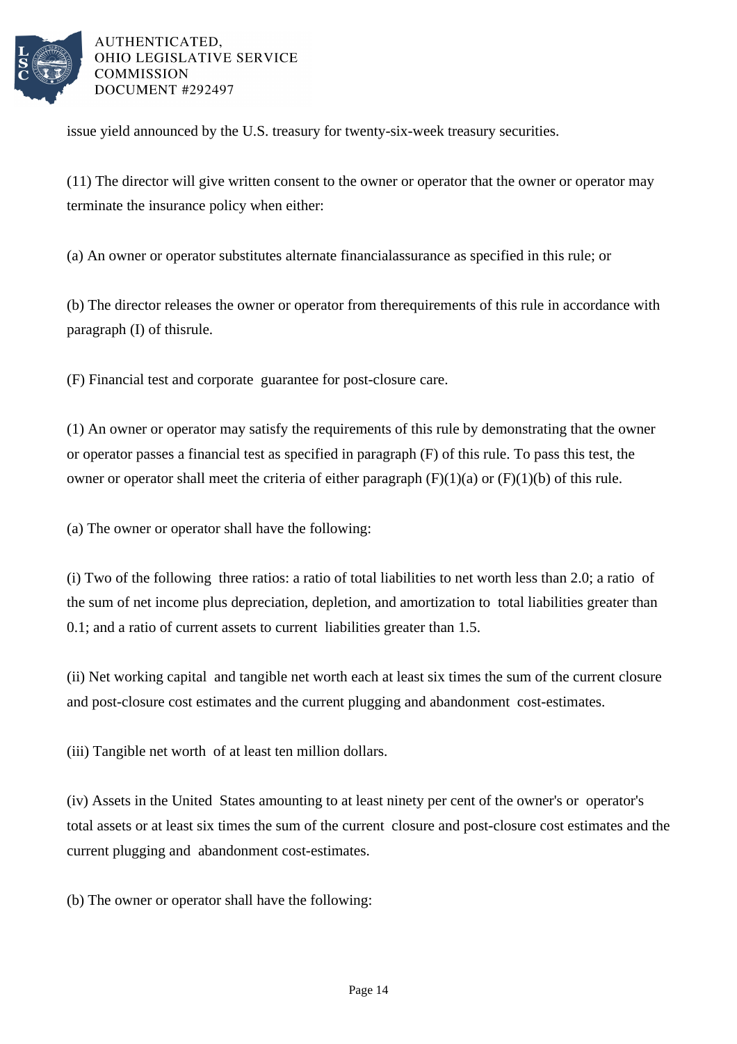issue yield announced by the U.S. treasury for twenty-six-week treasury securities.

(11) The director will give written consent to the owner or operator that the owner or operator may terminate the insurance policy when either:

(a) An owner or operator substitutes alternate financialassurance as specified in this rule; or

(b) The director releases the owner or operator from therequirements of this rule in accordance with paragraph (I) of thisrule.

(F) Financial test and corporate guarantee for post-closure care.

(1) An owner or operator may satisfy the requirements of this rule by demonstrating that the owner or operator passes a financial test as specified in paragraph (F) of this rule. To pass this test, the owner or operator shall meet the criteria of either paragraph (F)(1)(a) or (F)(1)(b) of this rule.

(a) The owner or operator shall have the following:

(i) Two of the following three ratios: a ratio of total liabilities to net worth less than 2.0; a ratio of the sum of net income plus depreciation, depletion, and amortization to total liabilities greater than 0.1; and a ratio of current assets to current liabilities greater than 1.5.

(ii) Net working capital and tangible net worth each at least six times the sum of the current closure and post-closure cost estimates and the current plugging and abandonment cost-estimates.

(iii) Tangible net worth of at least ten million dollars.

(iv) Assets in the United States amounting to at least ninety per cent of the owner's or operator's total assets or at least six times the sum of the current closure and post-closure cost estimates and the current plugging and abandonment cost-estimates.

(b) The owner or operator shall have the following: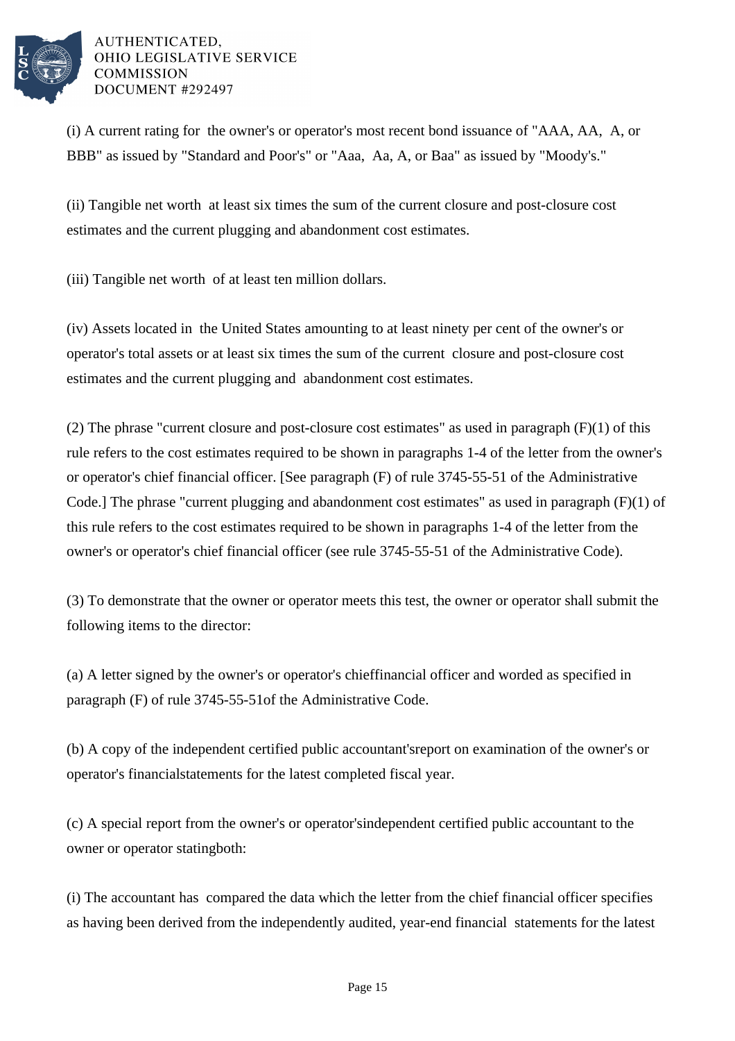(i) A current rating for the owner's or operator's most recent bond issuance of "AAA, AA, A, or BBB" as issued by "Standard and Poor's" or "Aaa, Aa, A, or Baa" as issued by "Moody's."

(ii) Tangible net worth at least six times the sum of the current closure and post-closure cost estimates and the current plugging and abandonment cost estimates.

(iii) Tangible net worth of at least ten million dollars.

(iv) Assets located in the United States amounting to at least ninety per cent of the owner's or operator's total assets or at least six times the sum of the current closure and post-closure cost estimates and the current plugging and abandonment cost estimates.

(2) The phrase "current closure and post-closure cost estimates" as used in paragraph (F)(1) of this rule refers to the cost estimates required to be shown in paragraphs 1-4 of the letter from the owner's or operator's chief financial officer. [See paragraph (F) of rule 3745-55-51 of the Administrative Code.] The phrase "current plugging and abandonment cost estimates" as used in paragraph (F)(1) of this rule refers to the cost estimates required to be shown in paragraphs 1-4 of the letter from the owner's or operator's chief financial officer (see rule 3745-55-51 of the Administrative Code).

(3) To demonstrate that the owner or operator meets this test, the owner or operator shall submit the following items to the director:

(a) A letter signed by the owner's or operator's chieffinancial officer and worded as specified in paragraph (F) of rule 3745-55-51of the Administrative Code.

(b) A copy of the independent certified public accountant'sreport on examination of the owner's or operator's financialstatements for the latest completed fiscal year.

(c) A special report from the owner's or operator'sindependent certified public accountant to the owner or operator statingboth:

(i) The accountant has compared the data which the letter from the chief financial officer specifies as having been derived from the independently audited, year-end financial statements for the latest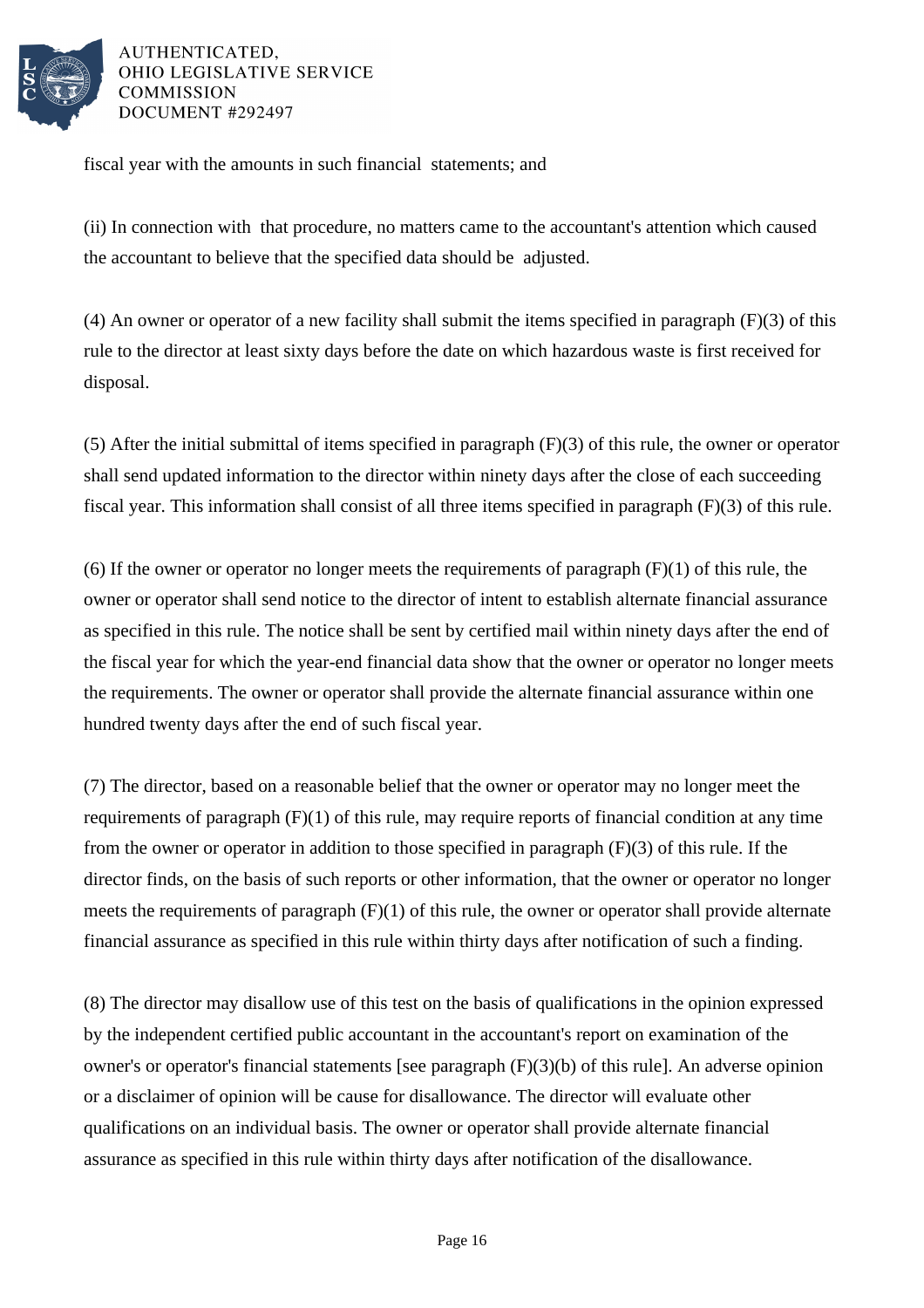fiscal year with the amounts in such financial statements; and

(ii) In connection with that procedure, no matters came to the accountant's attention which caused the accountant to believe that the specified data should be adjusted.

(4) An owner or operator of a new facility shall submit the items specified in paragraph (F)(3) of this rule to the director at least sixty days before the date on which hazardous waste is first received for disposal.

(5) After the initial submittal of items specified in paragraph (F)(3) of this rule, the owner or operator shall send updated information to the director within ninety days after the close of each succeeding fiscal year. This information shall consist of all three items specified in paragraph (F)(3) of this rule.

(6) If the owner or operator no longer meets the requirements of paragraph (F)(1) of this rule, the owner or operator shall send notice to the director of intent to establish alternate financial assurance as specified in this rule. The notice shall be sent by certified mail within ninety days after the end of the fiscal year for which the year-end financial data show that the owner or operator no longer meets the requirements. The owner or operator shall provide the alternate financial assurance within one hundred twenty days after the end of such fiscal year.

(7) The director, based on a reasonable belief that the owner or operator may no longer meet the requirements of paragraph (F)(1) of this rule, may require reports of financial condition at any time from the owner or operator in addition to those specified in paragraph (F)(3) of this rule. If the director finds, on the basis of such reports or other information, that the owner or operator no longer meets the requirements of paragraph (F)(1) of this rule, the owner or operator shall provide alternate financial assurance as specified in this rule within thirty days after notification of such a finding.

(8) The director may disallow use of this test on the basis of qualifications in the opinion expressed by the independent certified public accountant in the accountant's report on examination of the owner's or operator's financial statements [see paragraph (F)(3)(b) of this rule]. An adverse opinion or a disclaimer of opinion will be cause for disallowance. The director will evaluate other qualifications on an individual basis. The owner or operator shall provide alternate financial assurance as specified in this rule within thirty days after notification of the disallowance.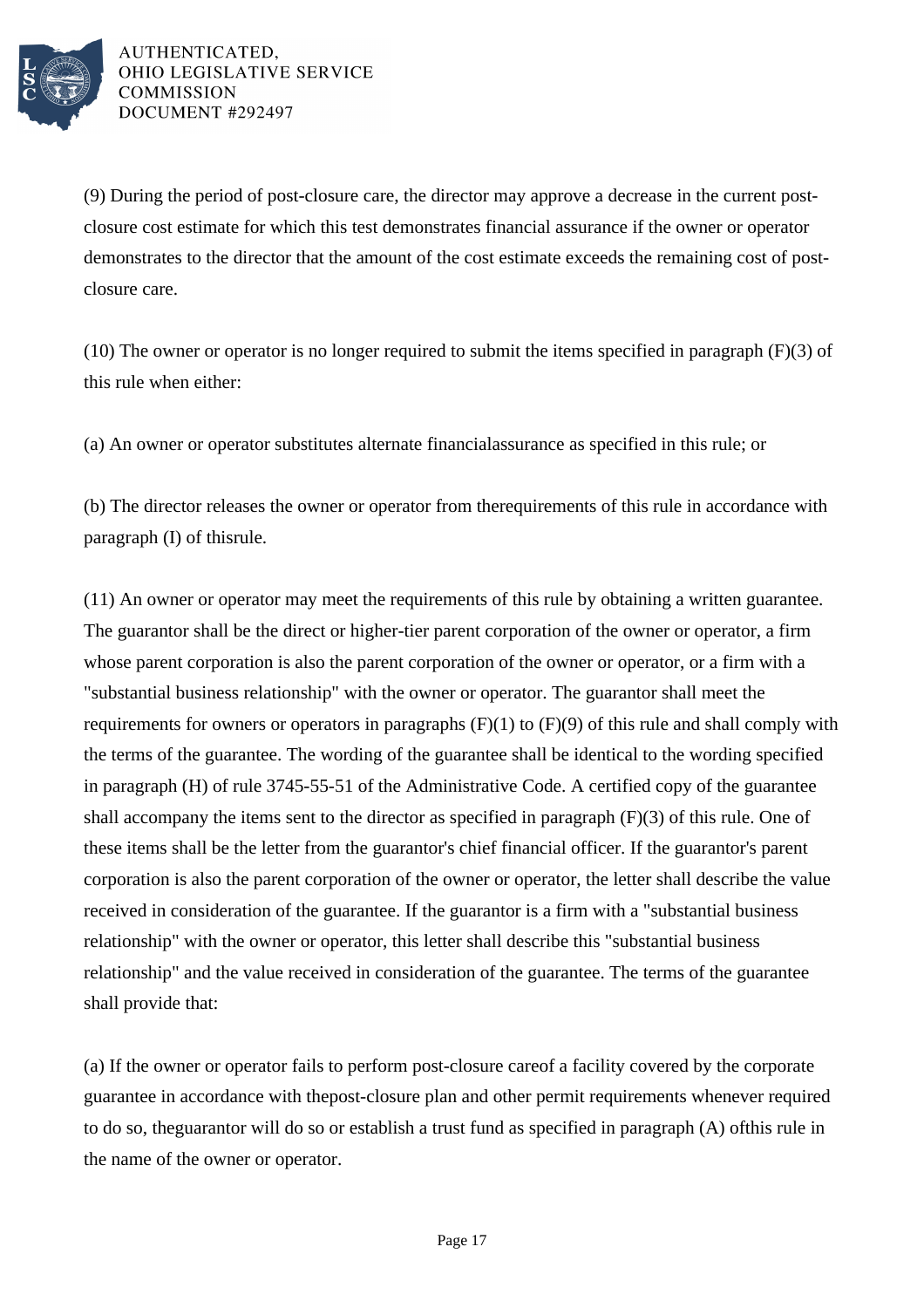(9) During the period of post-closure care, the director may approve a decrease in the current post-closure cost estimate for which this test demonstrates financial assurance if the owner or operator demonstrates to the director that the amount of the cost estimate exceeds the remaining cost of post-closure care.

(10) The owner or operator is no longer required to submit the items specified in paragraph (F)(3) of this rule when either:

(a) An owner or operator substitutes alternate financialassurance as specified in this rule; or

(b) The director releases the owner or operator from therequirements of this rule in accordance with paragraph (I) of thisrule.

(11) An owner or operator may meet the requirements of this rule by obtaining a written guarantee. The guarantor shall be the direct or higher-tier parent corporation of the owner or operator, a firm whose parent corporation is also the parent corporation of the owner or operator, or a firm with a "substantial business relationship" with the owner or operator. The guarantor shall meet the requirements for owners or operators in paragraphs (F)(1) to (F)(9) of this rule and shall comply with the terms of the guarantee. The wording of the guarantee shall be identical to the wording specified in paragraph (H) of rule 3745-55-51 of the Administrative Code. A certified copy of the guarantee shall accompany the items sent to the director as specified in paragraph (F)(3) of this rule. One of these items shall be the letter from the guarantor's chief financial officer. If the guarantor's parent corporation is also the parent corporation of the owner or operator, the letter shall describe the value received in consideration of the guarantee. If the guarantor is a firm with a "substantial business relationship" with the owner or operator, this letter shall describe this "substantial business relationship" and the value received in consideration of the guarantee. The terms of the guarantee shall provide that:

(a) If the owner or operator fails to perform post-closure careof a facility covered by the corporate guarantee in accordance with thepost-closure plan and other permit requirements whenever required to do so, theguarantor will do so or establish a trust fund as specified in paragraph (A) ofthis rule in the name of the owner or operator.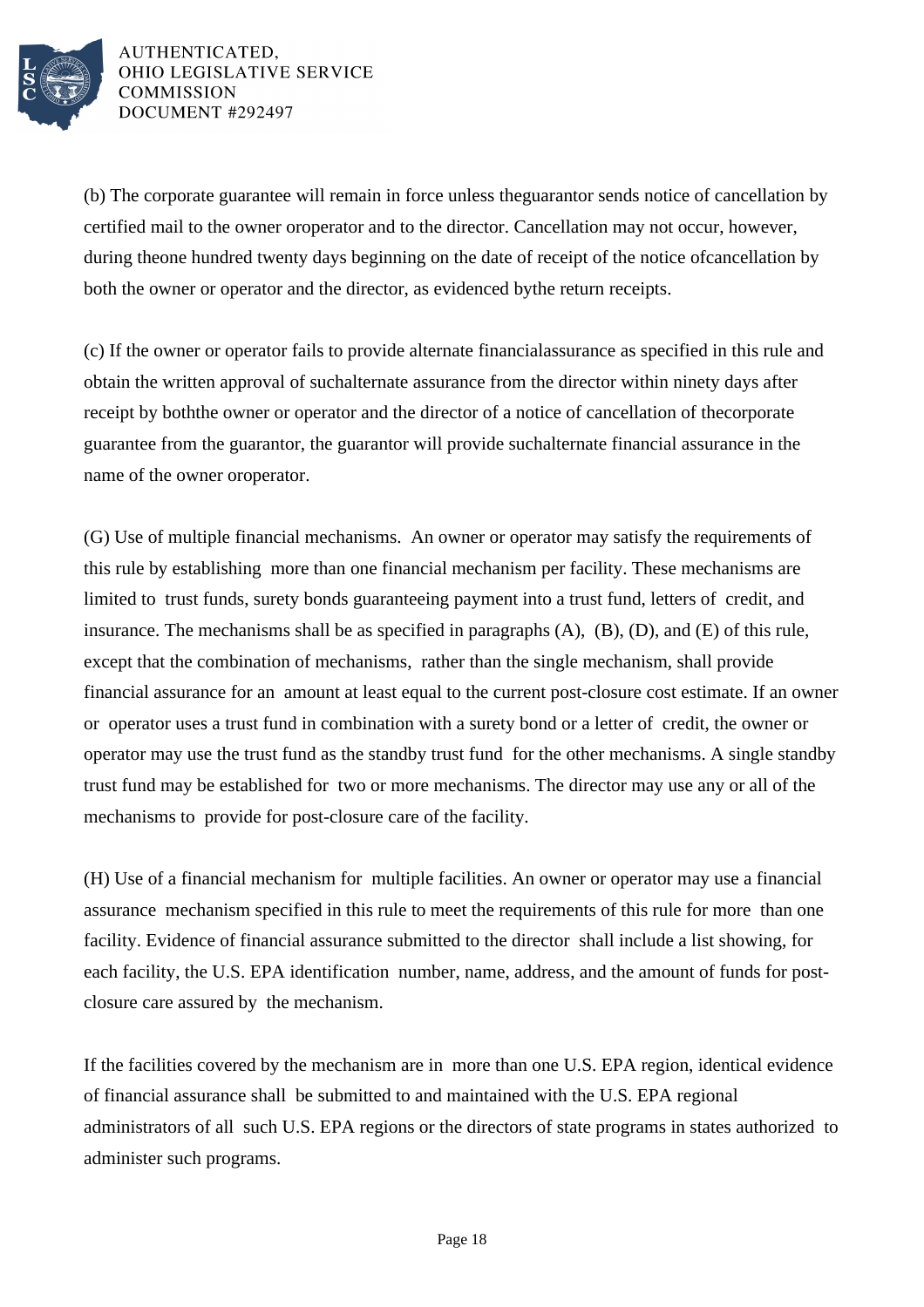(b) The corporate guarantee will remain in force unless theguarantor sends notice of cancellation by certified mail to the owner oroperator and to the director. Cancellation may not occur, however, during theone hundred twenty days beginning on the date of receipt of the notice ofcancellation by both the owner or operator and the director, as evidenced bythe return receipts.

(c) If the owner or operator fails to provide alternate financialassurance as specified in this rule and obtain the written approval of suchalternate assurance from the director within ninety days after receipt by boththe owner or operator and the director of a notice of cancellation of thecorporate guarantee from the guarantor, the guarantor will provide suchalternate financial assurance in the name of the owner oroperator.

(G) Use of multiple financial mechanisms. An owner or operator may satisfy the requirements of this rule by establishing more than one financial mechanism per facility. These mechanisms are limited to trust funds, surety bonds guaranteeing payment into a trust fund, letters of credit, and insurance. The mechanisms shall be as specified in paragraphs (A), (B), (D), and (E) of this rule, except that the combination of mechanisms, rather than the single mechanism, shall provide financial assurance for an amount at least equal to the current post-closure cost estimate. If an owner or operator uses a trust fund in combination with a surety bond or a letter of credit, the owner or operator may use the trust fund as the standby trust fund for the other mechanisms. A single standby trust fund may be established for two or more mechanisms. The director may use any or all of the mechanisms to provide for post-closure care of the facility.

(H) Use of a financial mechanism for multiple facilities. An owner or operator may use a financial assurance mechanism specified in this rule to meet the requirements of this rule for more than one facility. Evidence of financial assurance submitted to the director shall include a list showing, for each facility, the U.S. EPA identification number, name, address, and the amount of funds for post-closure care assured by the mechanism.

If the facilities covered by the mechanism are in more than one U.S. EPA region, identical evidence of financial assurance shall be submitted to and maintained with the U.S. EPA regional administrators of all such U.S. EPA regions or the directors of state programs in states authorized to administer such programs.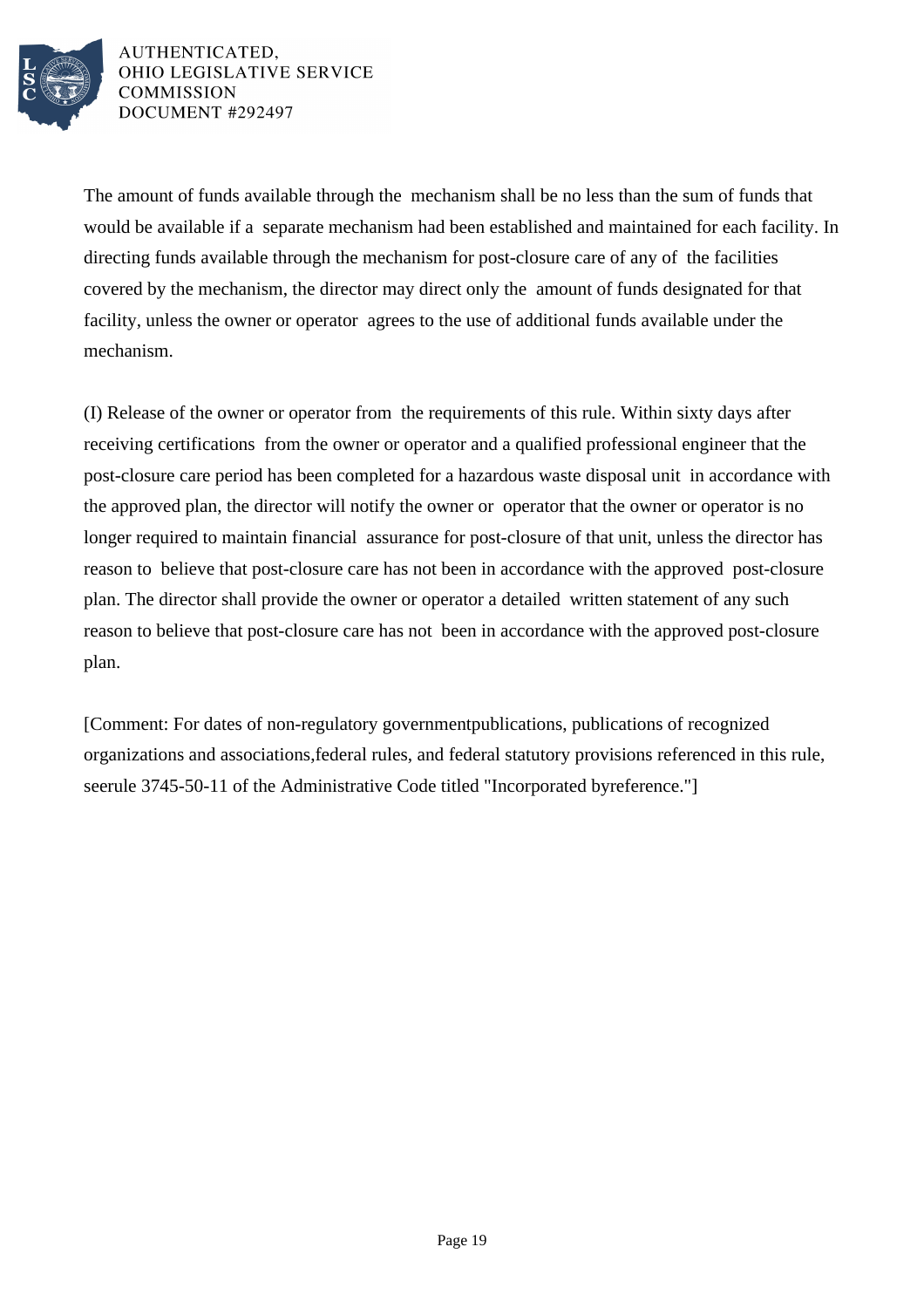The amount of funds available through the mechanism shall be no less than the sum of funds that would be available if a separate mechanism had been established and maintained for each facility. In directing funds available through the mechanism for post-closure care of any of the facilities covered by the mechanism, the director may direct only the amount of funds designated for that facility, unless the owner or operator agrees to the use of additional funds available under the mechanism.

(I) Release of the owner or operator from the requirements of this rule. Within sixty days after receiving certifications from the owner or operator and a qualified professional engineer that the post-closure care period has been completed for a hazardous waste disposal unit in accordance with the approved plan, the director will notify the owner or operator that the owner or operator is no longer required to maintain financial assurance for post-closure of that unit, unless the director has reason to believe that post-closure care has not been in accordance with the approved post-closure plan. The director shall provide the owner or operator a detailed written statement of any such reason to believe that post-closure care has not been in accordance with the approved post-closure plan.

[Comment: For dates of non-regulatory governmentpublications, publications of recognized organizations and associations,federal rules, and federal statutory provisions referenced in this rule, seerule 3745-50-11 of the Administrative Code titled "Incorporated byreference."]